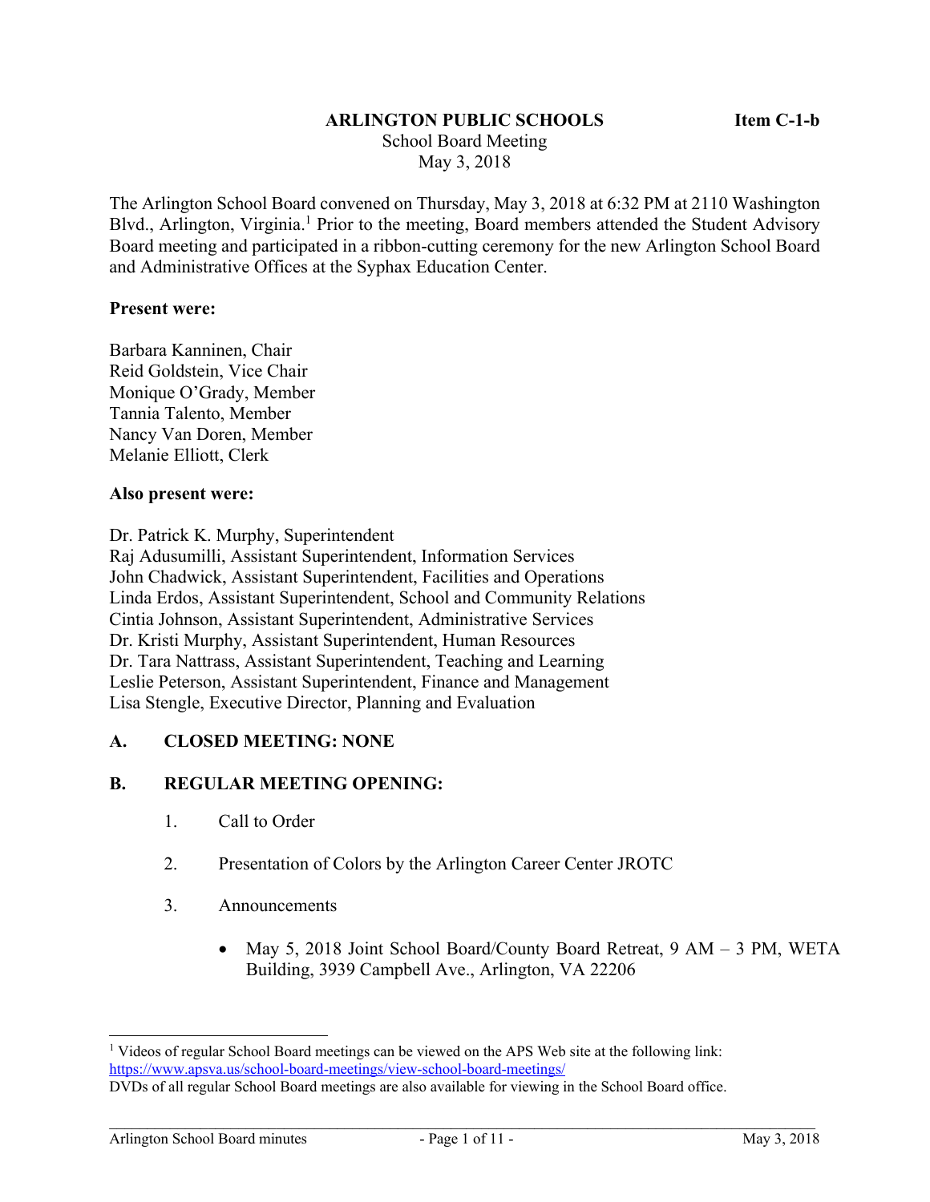**ARLINGTON PUBLIC SCHOOLS** **Item C-1-b**

School Board Meeting

May 3, 2018

The Arlington School Board convened on Thursday, May 3, 2018 at 6:32 PM at 2110 Washington Blvd., Arlington, Virginia.[1] Prior to the meeting, Board members attended the Student Advisory Board meeting and participated in a ribbon-cutting ceremony for the new Arlington School Board and Administrative Offices at the Syphax Education Center.

**Present were:**

Barbara Kanninen, Chair
Reid Goldstein, Vice Chair
Monique O'Grady, Member
Tannia Talento, Member
Nancy Van Doren, Member
Melanie Elliott, Clerk

**Also present were:**

Dr. Patrick K. Murphy, Superintendent
Raj Adusumilli, Assistant Superintendent, Information Services
John Chadwick, Assistant Superintendent, Facilities and Operations
Linda Erdos, Assistant Superintendent, School and Community Relations
Cintia Johnson, Assistant Superintendent, Administrative Services
Dr. Kristi Murphy, Assistant Superintendent, Human Resources
Dr. Tara Nattrass, Assistant Superintendent, Teaching and Learning
Leslie Peterson, Assistant Superintendent, Finance and Management
Lisa Stengle, Executive Director, Planning and Evaluation

## A. CLOSED MEETING: NONE

## B. REGULAR MEETING OPENING:

1. Call to Order

2. Presentation of Colors by the Arlington Career Center JROTC

3. Announcements

   - May 5, 2018 Joint School Board/County Board Retreat, 9 AM – 3 PM, WETA Building, 3939 Campbell Ave., Arlington, VA 22206

---

[1] Videos of regular School Board meetings can be viewed on the APS Web site at the following link: https://www.apsva.us/school-board-meetings/view-school-board-meetings/
DVDs of all regular School Board meetings are also available for viewing in the School Board office.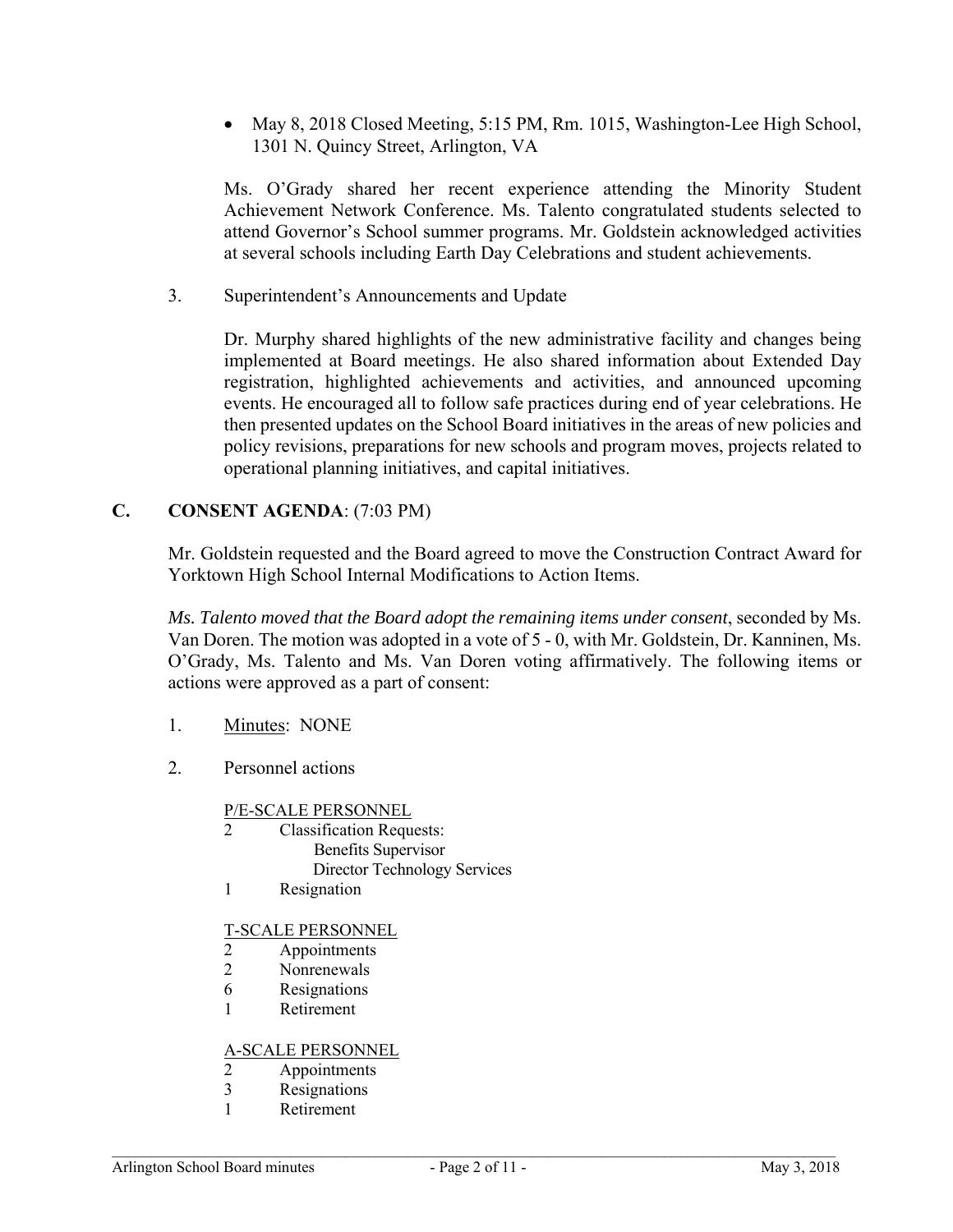- May 8, 2018 Closed Meeting, 5:15 PM, Rm. 1015, Washington-Lee High School, 1301 N. Quincy Street, Arlington, VA

Ms. O'Grady shared her recent experience attending the Minority Student Achievement Network Conference. Ms. Talento congratulated students selected to attend Governor's School summer programs. Mr. Goldstein acknowledged activities at several schools including Earth Day Celebrations and student achievements.

3. Superintendent's Announcements and Update

Dr. Murphy shared highlights of the new administrative facility and changes being implemented at Board meetings. He also shared information about Extended Day registration, highlighted achievements and activities, and announced upcoming events. He encouraged all to follow safe practices during end of year celebrations. He then presented updates on the School Board initiatives in the areas of new policies and policy revisions, preparations for new schools and program moves, projects related to operational planning initiatives, and capital initiatives.

## C. CONSENT AGENDA: (7:03 PM)

Mr. Goldstein requested and the Board agreed to move the Construction Contract Award for Yorktown High School Internal Modifications to Action Items.

*Ms. Talento moved that the Board adopt the remaining items under consent*, seconded by Ms. Van Doren. The motion was adopted in a vote of 5 - 0, with Mr. Goldstein, Dr. Kanninen, Ms. O'Grady, Ms. Talento and Ms. Van Doren voting affirmatively. The following items or actions were approved as a part of consent:

1. Minutes: NONE

2. Personnel actions

P/E-SCALE PERSONNEL

2 Classification Requests:
 Benefits Supervisor
 Director Technology Services
1 Resignation

T-SCALE PERSONNEL

2 Appointments
2 Nonrenewals
6 Resignations
1 Retirement

A-SCALE PERSONNEL

2 Appointments
3 Resignations
1 Retirement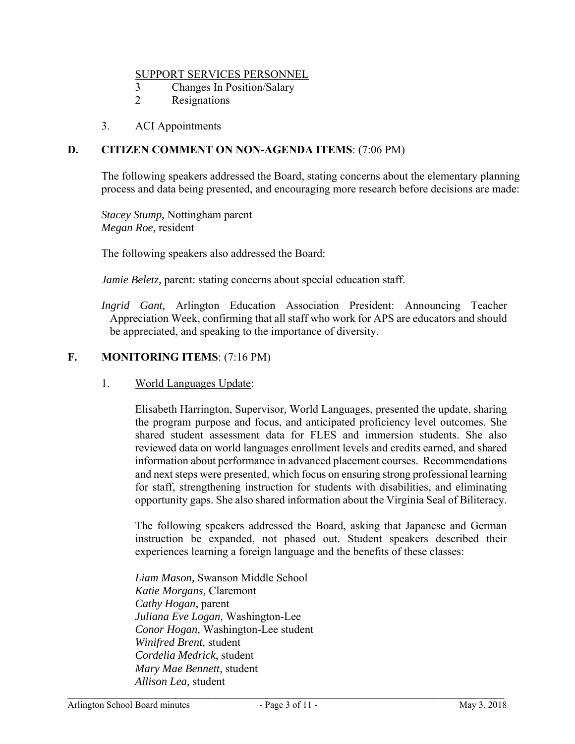SUPPORT SERVICES PERSONNEL

3 Changes In Position/Salary
2 Resignations

3. ACI Appointments

**D. CITIZEN COMMENT ON NON-AGENDA ITEMS**: (7:06 PM)

The following speakers addressed the Board, stating concerns about the elementary planning process and data being presented, and encouraging more research before decisions are made:

*Stacey Stump,* Nottingham parent
*Megan Roe,* resident

The following speakers also addressed the Board:

*Jamie Beletz,* parent: stating concerns about special education staff.

*Ingrid Gant,* Arlington Education Association President: Announcing Teacher Appreciation Week, confirming that all staff who work for APS are educators and should be appreciated, and speaking to the importance of diversity.

**F. MONITORING ITEMS**: (7:16 PM)

1. World Languages Update:

Elisabeth Harrington, Supervisor, World Languages, presented the update, sharing the program purpose and focus, and anticipated proficiency level outcomes. She shared student assessment data for FLES and immersion students. She also reviewed data on world languages enrollment levels and credits earned, and shared information about performance in advanced placement courses. Recommendations and next steps were presented, which focus on ensuring strong professional learning for staff, strengthening instruction for students with disabilities, and eliminating opportunity gaps. She also shared information about the Virginia Seal of Biliteracy.

The following speakers addressed the Board, asking that Japanese and German instruction be expanded, not phased out. Student speakers described their experiences learning a foreign language and the benefits of these classes:

*Liam Mason,* Swanson Middle School
*Katie Morgans,* Claremont
*Cathy Hogan*, parent
*Juliana Eve Logan,* Washington-Lee
*Conor Hogan,* Washington-Lee student
*Winifred Brent,* student
*Cordelia Medrick*, student
*Mary Mae Bennett,* student
*Allison Lea,* student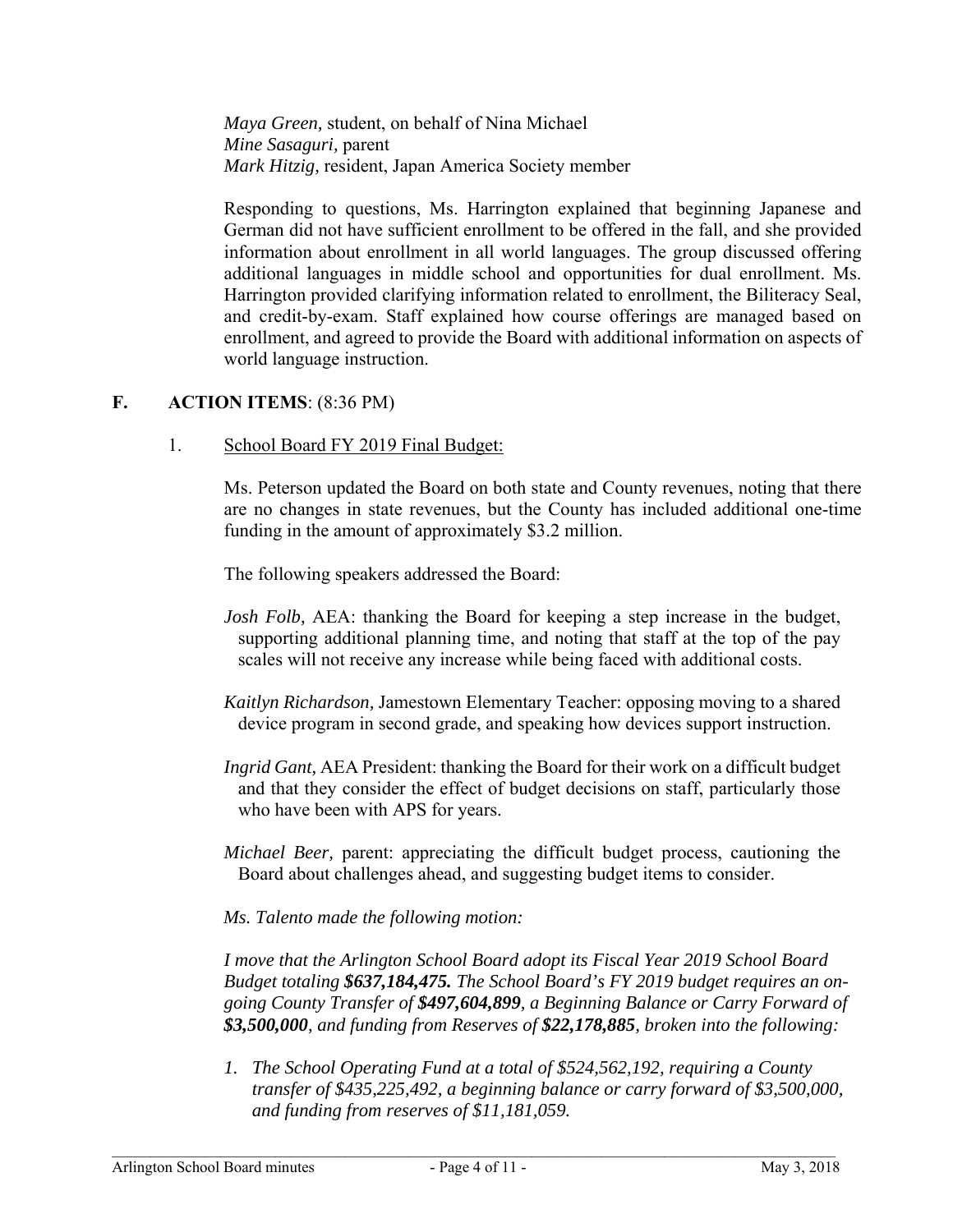*Maya Green,* student, on behalf of Nina Michael
*Mine Sasaguri,* parent
*Mark Hitzig,* resident, Japan America Society member

Responding to questions, Ms. Harrington explained that beginning Japanese and German did not have sufficient enrollment to be offered in the fall, and she provided information about enrollment in all world languages. The group discussed offering additional languages in middle school and opportunities for dual enrollment. Ms. Harrington provided clarifying information related to enrollment, the Biliteracy Seal, and credit-by-exam. Staff explained how course offerings are managed based on enrollment, and agreed to provide the Board with additional information on aspects of world language instruction.

## F. ACTION ITEMS: (8:36 PM)

1. School Board FY 2019 Final Budget:

Ms. Peterson updated the Board on both state and County revenues, noting that there are no changes in state revenues, but the County has included additional one-time funding in the amount of approximately $3.2 million.

The following speakers addressed the Board:

*Josh Folb,* AEA: thanking the Board for keeping a step increase in the budget, supporting additional planning time, and noting that staff at the top of the pay scales will not receive any increase while being faced with additional costs.

*Kaitlyn Richardson,* Jamestown Elementary Teacher: opposing moving to a shared device program in second grade, and speaking how devices support instruction.

*Ingrid Gant,* AEA President: thanking the Board for their work on a difficult budget and that they consider the effect of budget decisions on staff, particularly those who have been with APS for years.

*Michael Beer,* parent: appreciating the difficult budget process, cautioning the Board about challenges ahead, and suggesting budget items to consider.

*Ms. Talento made the following motion:*

*I move that the Arlington School Board adopt its Fiscal Year 2019 School Board Budget totaling **$637,184,475.** The School Board's FY 2019 budget requires an on-going County Transfer of **$497,604,899**, a Beginning Balance or Carry Forward of **$3,500,000**, and funding from Reserves of **$22,178,885**, broken into the following:*

1. *The School Operating Fund at a total of $524,562,192, requiring a County transfer of $435,225,492, a beginning balance or carry forward of $3,500,000, and funding from reserves of $11,181,059.*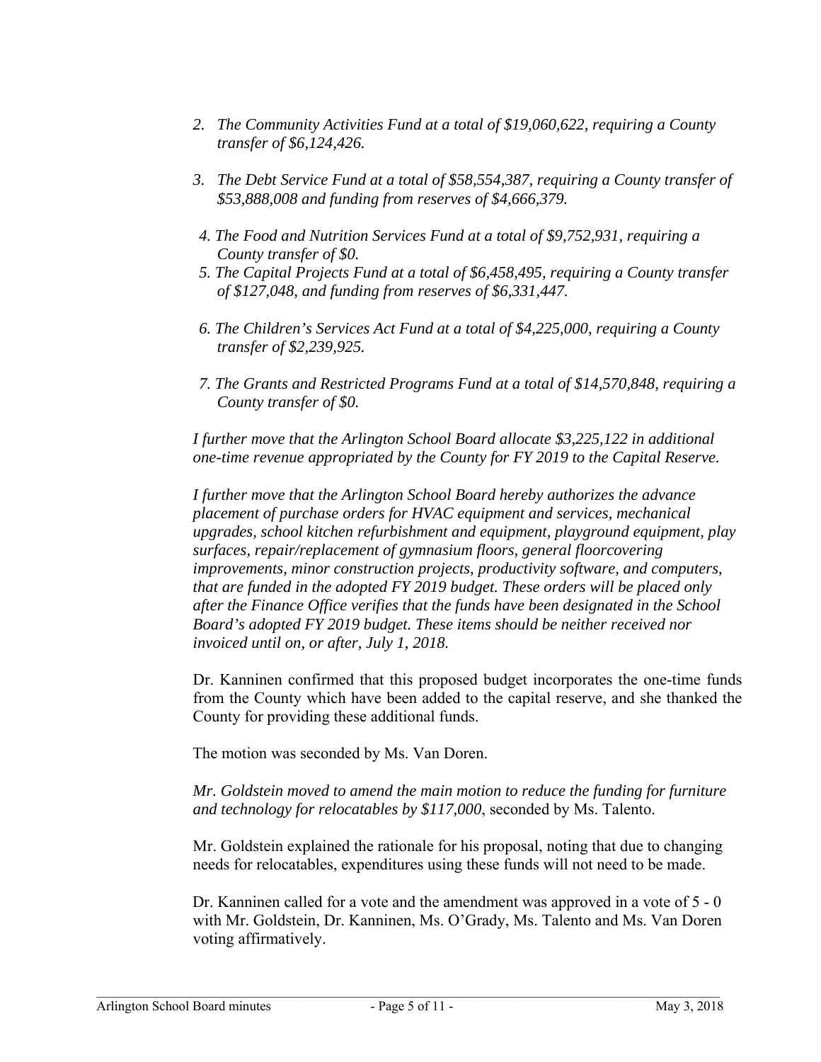2. *The Community Activities Fund at a total of $19,060,622, requiring a County transfer of $6,124,426.*

3. *The Debt Service Fund at a total of $58,554,387, requiring a County transfer of $53,888,008 and funding from reserves of $4,666,379.*

4. *The Food and Nutrition Services Fund at a total of $9,752,931, requiring a County transfer of $0.*

5. *The Capital Projects Fund at a total of $6,458,495, requiring a County transfer of $127,048, and funding from reserves of $6,331,447.*

6. *The Children's Services Act Fund at a total of $4,225,000, requiring a County transfer of $2,239,925.*

7. *The Grants and Restricted Programs Fund at a total of $14,570,848, requiring a County transfer of $0.*

*I further move that the Arlington School Board allocate $3,225,122 in additional one-time revenue appropriated by the County for FY 2019 to the Capital Reserve.*

*I further move that the Arlington School Board hereby authorizes the advance placement of purchase orders for HVAC equipment and services, mechanical upgrades, school kitchen refurbishment and equipment, playground equipment, play surfaces, repair/replacement of gymnasium floors, general floorcovering improvements, minor construction projects, productivity software, and computers, that are funded in the adopted FY 2019 budget. These orders will be placed only after the Finance Office verifies that the funds have been designated in the School Board's adopted FY 2019 budget. These items should be neither received nor invoiced until on, or after, July 1, 2018.*

Dr. Kanninen confirmed that this proposed budget incorporates the one-time funds from the County which have been added to the capital reserve, and she thanked the County for providing these additional funds.

The motion was seconded by Ms. Van Doren.

*Mr. Goldstein moved to amend the main motion to reduce the funding for furniture and technology for relocatables by $117,000*, seconded by Ms. Talento.

Mr. Goldstein explained the rationale for his proposal, noting that due to changing needs for relocatables, expenditures using these funds will not need to be made.

Dr. Kanninen called for a vote and the amendment was approved in a vote of 5 - 0 with Mr. Goldstein, Dr. Kanninen, Ms. O'Grady, Ms. Talento and Ms. Van Doren voting affirmatively.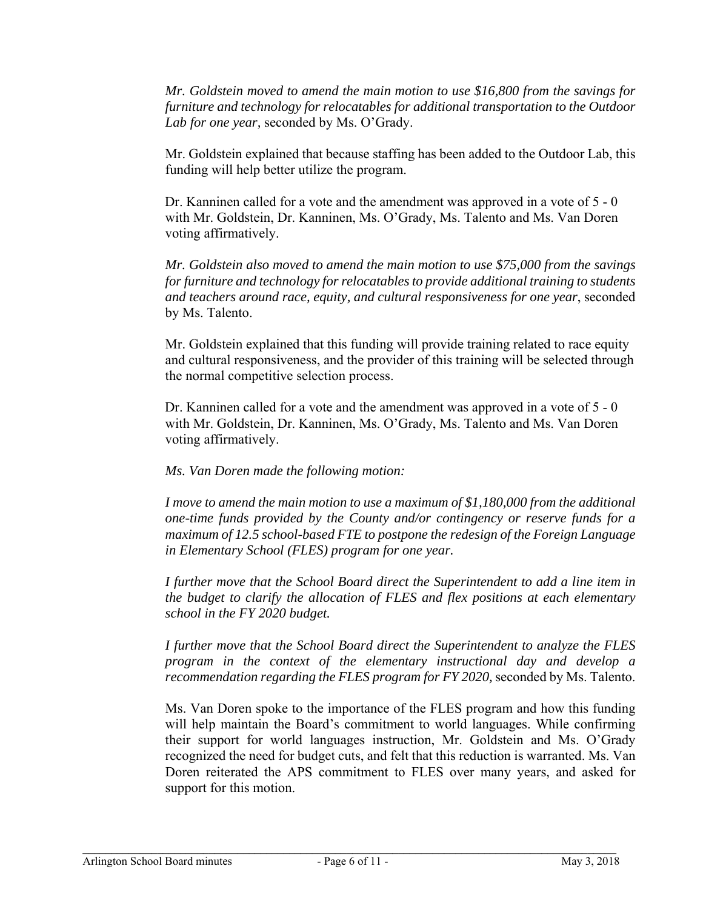*Mr. Goldstein moved to amend the main motion to use $16,800 from the savings for furniture and technology for relocatables for additional transportation to the Outdoor Lab for one year,* seconded by Ms. O'Grady.

Mr. Goldstein explained that because staffing has been added to the Outdoor Lab, this funding will help better utilize the program.

Dr. Kanninen called for a vote and the amendment was approved in a vote of 5 - 0 with Mr. Goldstein, Dr. Kanninen, Ms. O'Grady, Ms. Talento and Ms. Van Doren voting affirmatively.

*Mr. Goldstein also moved to amend the main motion to use $75,000 from the savings for furniture and technology for relocatables to provide additional training to students and teachers around race, equity, and cultural responsiveness for one year*, seconded by Ms. Talento.

Mr. Goldstein explained that this funding will provide training related to race equity and cultural responsiveness, and the provider of this training will be selected through the normal competitive selection process.

Dr. Kanninen called for a vote and the amendment was approved in a vote of 5 - 0 with Mr. Goldstein, Dr. Kanninen, Ms. O'Grady, Ms. Talento and Ms. Van Doren voting affirmatively.

*Ms. Van Doren made the following motion:*

*I move to amend the main motion to use a maximum of $1,180,000 from the additional one-time funds provided by the County and/or contingency or reserve funds for a maximum of 12.5 school-based FTE to postpone the redesign of the Foreign Language in Elementary School (FLES) program for one year.*

*I further move that the School Board direct the Superintendent to add a line item in the budget to clarify the allocation of FLES and flex positions at each elementary school in the FY 2020 budget.*

*I further move that the School Board direct the Superintendent to analyze the FLES program in the context of the elementary instructional day and develop a recommendation regarding the FLES program for FY 2020,* seconded by Ms. Talento.

Ms. Van Doren spoke to the importance of the FLES program and how this funding will help maintain the Board's commitment to world languages. While confirming their support for world languages instruction, Mr. Goldstein and Ms. O'Grady recognized the need for budget cuts, and felt that this reduction is warranted. Ms. Van Doren reiterated the APS commitment to FLES over many years, and asked for support for this motion.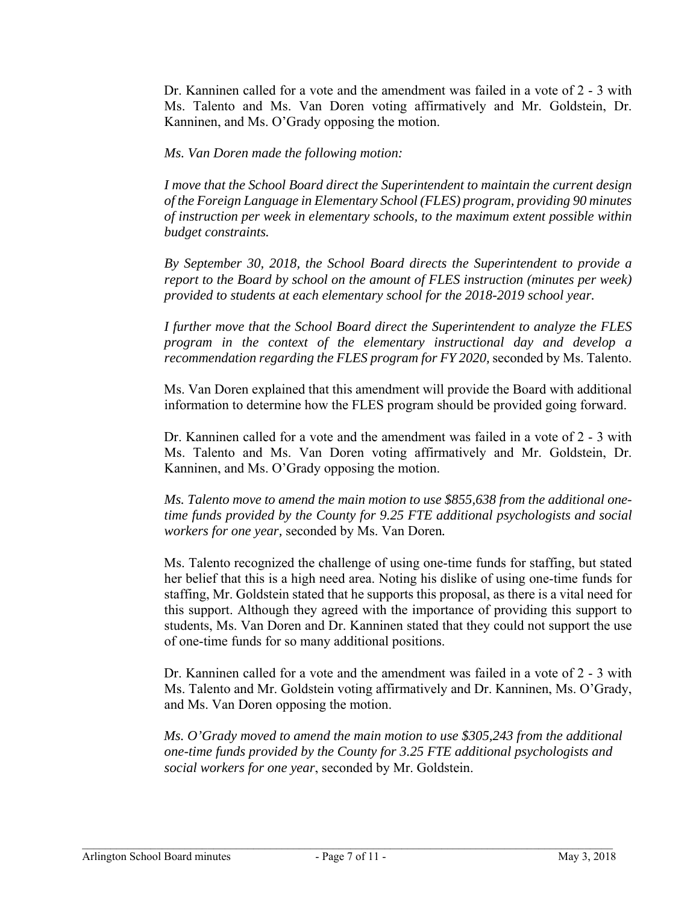Dr. Kanninen called for a vote and the amendment was failed in a vote of 2 - 3 with Ms. Talento and Ms. Van Doren voting affirmatively and Mr. Goldstein, Dr. Kanninen, and Ms. O'Grady opposing the motion.

*Ms. Van Doren made the following motion:*

*I move that the School Board direct the Superintendent to maintain the current design of the Foreign Language in Elementary School (FLES) program, providing 90 minutes of instruction per week in elementary schools, to the maximum extent possible within budget constraints.*

*By September 30, 2018, the School Board directs the Superintendent to provide a report to the Board by school on the amount of FLES instruction (minutes per week) provided to students at each elementary school for the 2018-2019 school year.*

*I further move that the School Board direct the Superintendent to analyze the FLES program in the context of the elementary instructional day and develop a recommendation regarding the FLES program for FY 2020,* seconded by Ms. Talento.

Ms. Van Doren explained that this amendment will provide the Board with additional information to determine how the FLES program should be provided going forward.

Dr. Kanninen called for a vote and the amendment was failed in a vote of 2 - 3 with Ms. Talento and Ms. Van Doren voting affirmatively and Mr. Goldstein, Dr. Kanninen, and Ms. O'Grady opposing the motion.

*Ms. Talento move to amend the main motion to use $855,638 from the additional one-time funds provided by the County for 9.25 FTE additional psychologists and social workers for one year,* seconded by Ms. Van Doren*.*

Ms. Talento recognized the challenge of using one-time funds for staffing, but stated her belief that this is a high need area. Noting his dislike of using one-time funds for staffing, Mr. Goldstein stated that he supports this proposal, as there is a vital need for this support. Although they agreed with the importance of providing this support to students, Ms. Van Doren and Dr. Kanninen stated that they could not support the use of one-time funds for so many additional positions.

Dr. Kanninen called for a vote and the amendment was failed in a vote of 2 - 3 with Ms. Talento and Mr. Goldstein voting affirmatively and Dr. Kanninen, Ms. O'Grady, and Ms. Van Doren opposing the motion.

*Ms. O'Grady moved to amend the main motion to use $305,243 from the additional one-time funds provided by the County for 3.25 FTE additional psychologists and social workers for one year*, seconded by Mr. Goldstein.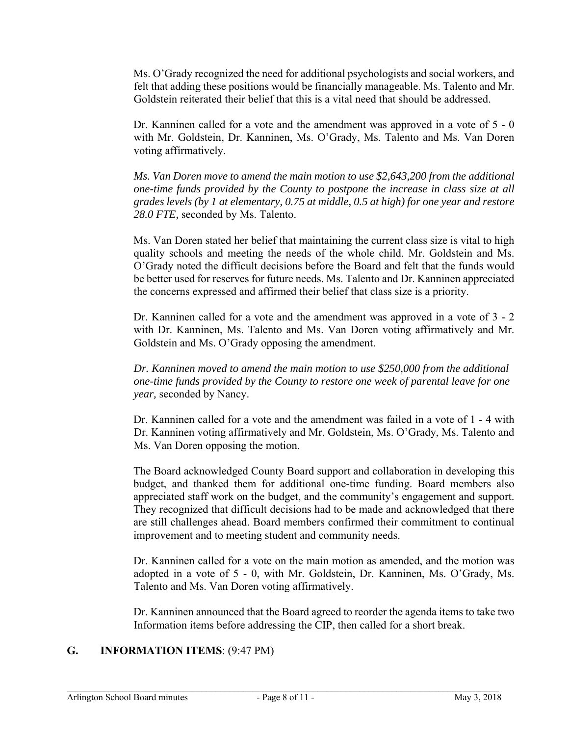Ms. O'Grady recognized the need for additional psychologists and social workers, and felt that adding these positions would be financially manageable. Ms. Talento and Mr. Goldstein reiterated their belief that this is a vital need that should be addressed.

Dr. Kanninen called for a vote and the amendment was approved in a vote of 5 - 0 with Mr. Goldstein, Dr. Kanninen, Ms. O'Grady, Ms. Talento and Ms. Van Doren voting affirmatively.

*Ms. Van Doren move to amend the main motion to use $2,643,200 from the additional one-time funds provided by the County to postpone the increase in class size at all grades levels (by 1 at elementary, 0.75 at middle, 0.5 at high) for one year and restore 28.0 FTE,* seconded by Ms. Talento.

Ms. Van Doren stated her belief that maintaining the current class size is vital to high quality schools and meeting the needs of the whole child. Mr. Goldstein and Ms. O'Grady noted the difficult decisions before the Board and felt that the funds would be better used for reserves for future needs. Ms. Talento and Dr. Kanninen appreciated the concerns expressed and affirmed their belief that class size is a priority.

Dr. Kanninen called for a vote and the amendment was approved in a vote of 3 - 2 with Dr. Kanninen, Ms. Talento and Ms. Van Doren voting affirmatively and Mr. Goldstein and Ms. O'Grady opposing the amendment.

*Dr. Kanninen moved to amend the main motion to use $250,000 from the additional one-time funds provided by the County to restore one week of parental leave for one year,* seconded by Nancy.

Dr. Kanninen called for a vote and the amendment was failed in a vote of 1 - 4 with Dr. Kanninen voting affirmatively and Mr. Goldstein, Ms. O'Grady, Ms. Talento and Ms. Van Doren opposing the motion.

The Board acknowledged County Board support and collaboration in developing this budget, and thanked them for additional one-time funding. Board members also appreciated staff work on the budget, and the community's engagement and support. They recognized that difficult decisions had to be made and acknowledged that there are still challenges ahead. Board members confirmed their commitment to continual improvement and to meeting student and community needs.

Dr. Kanninen called for a vote on the main motion as amended, and the motion was adopted in a vote of 5 - 0, with Mr. Goldstein, Dr. Kanninen, Ms. O'Grady, Ms. Talento and Ms. Van Doren voting affirmatively.

Dr. Kanninen announced that the Board agreed to reorder the agenda items to take two Information items before addressing the CIP, then called for a short break.

## G. INFORMATION ITEMS: (9:47 PM)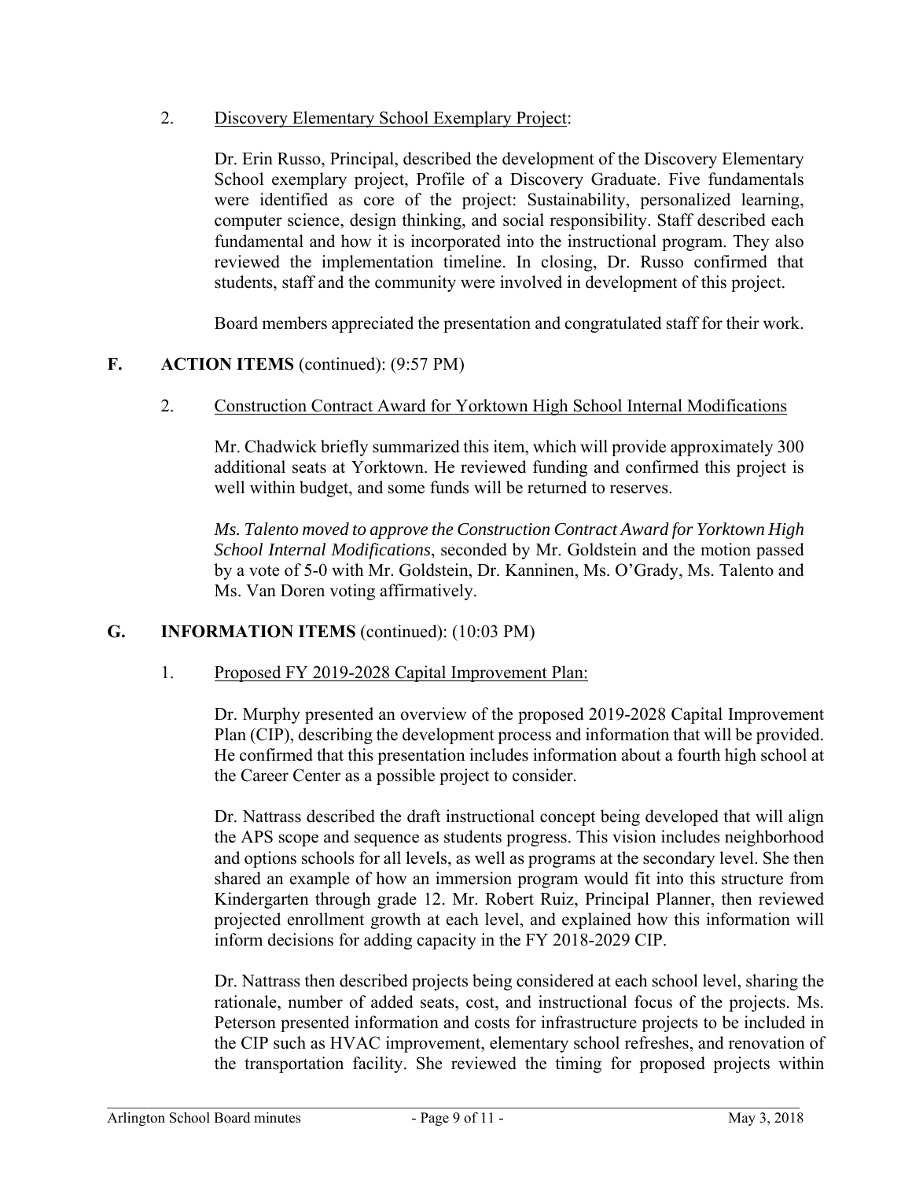2. Discovery Elementary School Exemplary Project:

Dr. Erin Russo, Principal, described the development of the Discovery Elementary School exemplary project, Profile of a Discovery Graduate. Five fundamentals were identified as core of the project: Sustainability, personalized learning, computer science, design thinking, and social responsibility. Staff described each fundamental and how it is incorporated into the instructional program. They also reviewed the implementation timeline. In closing, Dr. Russo confirmed that students, staff and the community were involved in development of this project.

Board members appreciated the presentation and congratulated staff for their work.

## F. ACTION ITEMS (continued): (9:57 PM)

2. Construction Contract Award for Yorktown High School Internal Modifications

Mr. Chadwick briefly summarized this item, which will provide approximately 300 additional seats at Yorktown. He reviewed funding and confirmed this project is well within budget, and some funds will be returned to reserves.

*Ms. Talento moved to approve the Construction Contract Award for Yorktown High School Internal Modifications*, seconded by Mr. Goldstein and the motion passed by a vote of 5-0 with Mr. Goldstein, Dr. Kanninen, Ms. O'Grady, Ms. Talento and Ms. Van Doren voting affirmatively.

## G. INFORMATION ITEMS (continued): (10:03 PM)

1. Proposed FY 2019-2028 Capital Improvement Plan:

Dr. Murphy presented an overview of the proposed 2019-2028 Capital Improvement Plan (CIP), describing the development process and information that will be provided. He confirmed that this presentation includes information about a fourth high school at the Career Center as a possible project to consider.

Dr. Nattrass described the draft instructional concept being developed that will align the APS scope and sequence as students progress. This vision includes neighborhood and options schools for all levels, as well as programs at the secondary level. She then shared an example of how an immersion program would fit into this structure from Kindergarten through grade 12. Mr. Robert Ruiz, Principal Planner, then reviewed projected enrollment growth at each level, and explained how this information will inform decisions for adding capacity in the FY 2018-2029 CIP.

Dr. Nattrass then described projects being considered at each school level, sharing the rationale, number of added seats, cost, and instructional focus of the projects. Ms. Peterson presented information and costs for infrastructure projects to be included in the CIP such as HVAC improvement, elementary school refreshes, and renovation of the transportation facility. She reviewed the timing for proposed projects within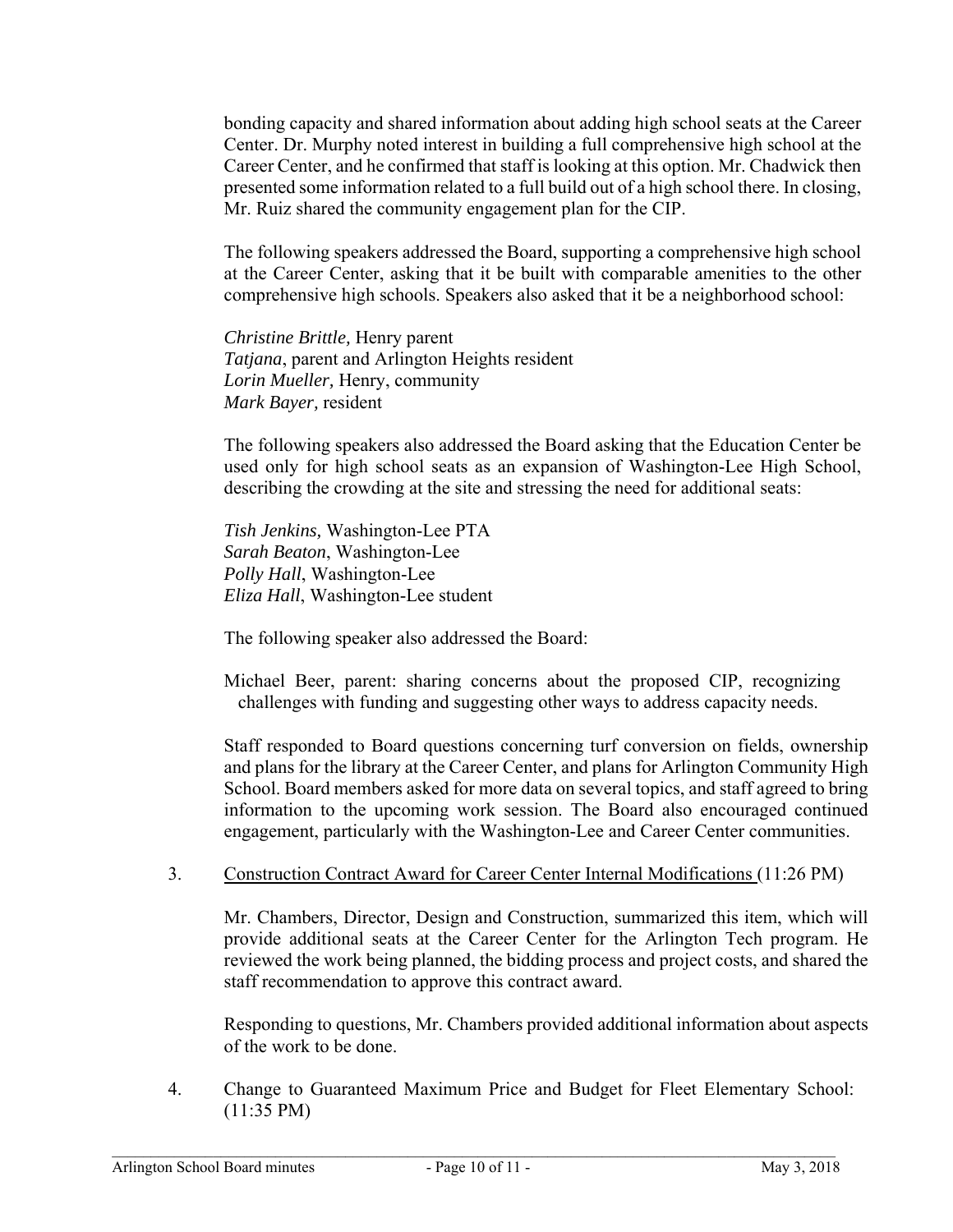bonding capacity and shared information about adding high school seats at the Career Center. Dr. Murphy noted interest in building a full comprehensive high school at the Career Center, and he confirmed that staff is looking at this option. Mr. Chadwick then presented some information related to a full build out of a high school there. In closing, Mr. Ruiz shared the community engagement plan for the CIP.

The following speakers addressed the Board, supporting a comprehensive high school at the Career Center, asking that it be built with comparable amenities to the other comprehensive high schools. Speakers also asked that it be a neighborhood school:

*Christine Brittle,* Henry parent
*Tatjana*, parent and Arlington Heights resident
*Lorin Mueller,* Henry, community
*Mark Bayer,* resident

The following speakers also addressed the Board asking that the Education Center be used only for high school seats as an expansion of Washington-Lee High School, describing the crowding at the site and stressing the need for additional seats:

*Tish Jenkins,* Washington-Lee PTA
*Sarah Beaton*, Washington-Lee
*Polly Hall*, Washington-Lee
*Eliza Hall*, Washington-Lee student

The following speaker also addressed the Board:

Michael Beer, parent: sharing concerns about the proposed CIP, recognizing challenges with funding and suggesting other ways to address capacity needs.

Staff responded to Board questions concerning turf conversion on fields, ownership and plans for the library at the Career Center, and plans for Arlington Community High School. Board members asked for more data on several topics, and staff agreed to bring information to the upcoming work session. The Board also encouraged continued engagement, particularly with the Washington-Lee and Career Center communities.

3. Construction Contract Award for Career Center Internal Modifications (11:26 PM)

   Mr. Chambers, Director, Design and Construction, summarized this item, which will provide additional seats at the Career Center for the Arlington Tech program. He reviewed the work being planned, the bidding process and project costs, and shared the staff recommendation to approve this contract award.

   Responding to questions, Mr. Chambers provided additional information about aspects of the work to be done.

4. Change to Guaranteed Maximum Price and Budget for Fleet Elementary School: (11:35 PM)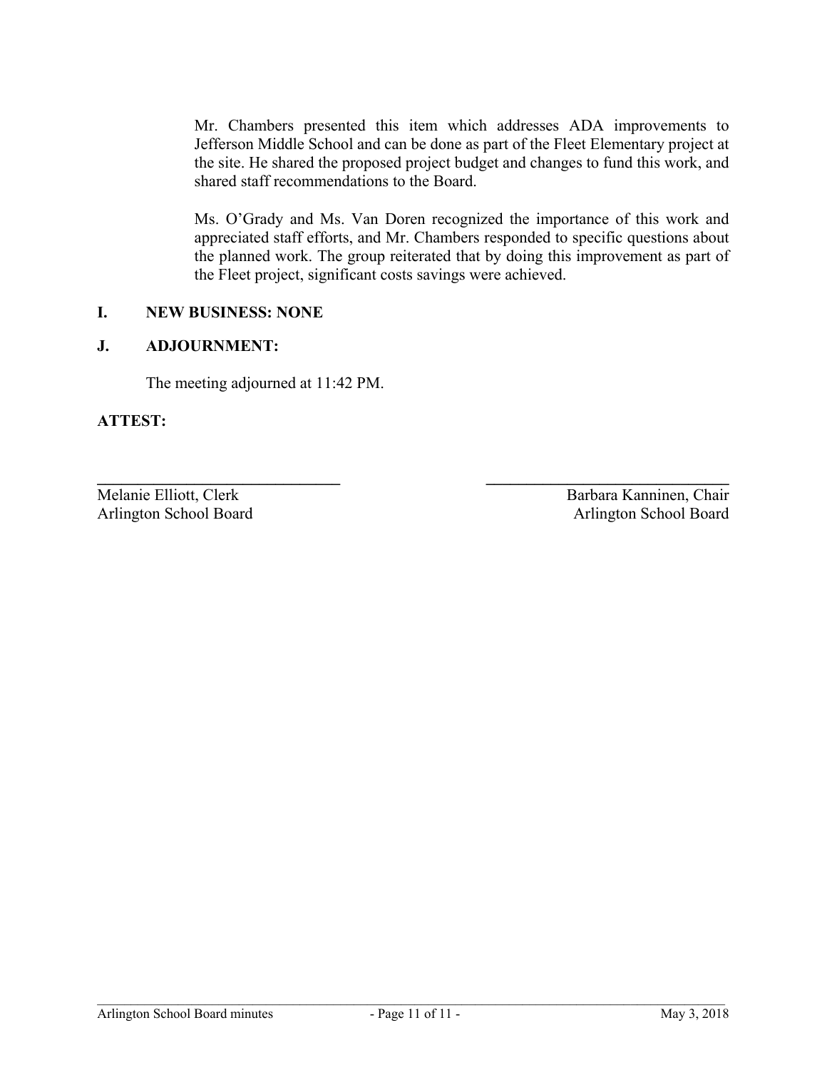Mr. Chambers presented this item which addresses ADA improvements to Jefferson Middle School and can be done as part of the Fleet Elementary project at the site. He shared the proposed project budget and changes to fund this work, and shared staff recommendations to the Board.

Ms. O'Grady and Ms. Van Doren recognized the importance of this work and appreciated staff efforts, and Mr. Chambers responded to specific questions about the planned work. The group reiterated that by doing this improvement as part of the Fleet project, significant costs savings were achieved.

**I. NEW BUSINESS: NONE**

**J. ADJOURNMENT:**

The meeting adjourned at 11:42 PM.

**ATTEST:**

\_\_\_\_\_\_\_\_\_\_\_\_\_\_\_\_\_\_\_\_\_\_\_\_\_\_\_\_\_\_
Melanie Elliott, Clerk
Arlington School Board

\_\_\_\_\_\_\_\_\_\_\_\_\_\_\_\_\_\_\_\_\_\_\_\_\_\_\_\_\_\_
Barbara Kanninen, Chair
Arlington School Board